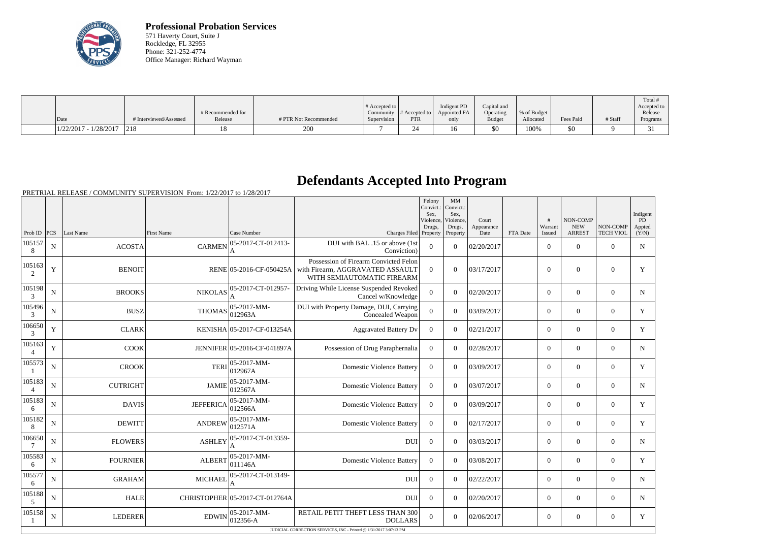**Professional Probation Services**
571 Haverty Court, Suite J
Rockledge, FL 32955
Phone: 321-252-4774
Office Manager: Richard Wayman

| Date | # Interviewed/Assessed | # Recommended for Release | # PTR Not Recommended | # Accepted to Community Supervision | # Accepted to PTR | Indigent PD Appointed FA only | Capital and Operating Budget | % of Budget Allocated | Fees Paid | # Staff | Total # Accepted to Release Programs |
|---|---|---|---|---|---|---|---|---|---|---|---|
| 1/22/2017 - 1/28/2017 | 218 | 18 | 200 | 7 | 24 | 16 | $0 | 100% | $0 | 9 | 31 |

# Defendants Accepted Into Program

PRETRIAL RELEASE / COMMUNITY SUPERVISION From: 1/22/2017 to 1/28/2017

| Prob ID | PCS | Last Name | First Name | Case Number | Charges Filed | Felony Convict.: Sex, Violence, Drugs, Property | MM Convict.: Sex, Violence, Drugs, Property | Court Appearance Date | FTA Date | # Warrant Issued | NON-COMP NEW ARREST | NON-COMP TECH VIOL | Indigent PD Appted (Y/N) |
|---|---|---|---|---|---|---|---|---|---|---|---|---|---|
| 1051578 | N | ACOSTA | CARMEN | 05-2017-CT-012413-A | DUI with BAL .15 or above (1st Conviction) | 0 | 0 | 02/20/2017 | | 0 | 0 | 0 | N |
| 1051632 | Y | BENOIT | RENE | 05-2016-CF-050425A | Possession of Firearm Convicted Felon with Firearm, AGGRAVATED ASSAULT WITH SEMIAUTOMATIC FIREARM | 0 | 0 | 03/17/2017 | | 0 | 0 | 0 | Y |
| 1051983 | N | BROOKS | NIKOLAS | 05-2017-CT-012957-A | Driving While License Suspended Revoked Cancel w/Knowledge | 0 | 0 | 02/20/2017 | | 0 | 0 | 0 | N |
| 1054963 | N | BUSZ | THOMAS | 05-2017-MM-012963A | DUI with Property Damage, DUI, Carrying Concealed Weapon | 0 | 0 | 03/09/2017 | | 0 | 0 | 0 | Y |
| 1066503 | Y | CLARK | KENISHA | 05-2017-CF-013254A | Aggravated Battery Dv | 0 | 0 | 02/21/2017 | | 0 | 0 | 0 | Y |
| 1051634 | Y | COOK | JENNIFER | 05-2016-CF-041897A | Possession of Drug Paraphernalia | 0 | 0 | 02/28/2017 | | 0 | 0 | 0 | N |
| 1055731 | N | CROOK | TERI | 05-2017-MM-012967A | Domestic Violence Battery | 0 | 0 | 03/09/2017 | | 0 | 0 | 0 | Y |
| 1051834 | N | CUTRIGHT | JAMIE | 05-2017-MM-012567A | Domestic Violence Battery | 0 | 0 | 03/07/2017 | | 0 | 0 | 0 | N |
| 1051836 | N | DAVIS | JEFFERICA | 05-2017-MM-012566A | Domestic Violence Battery | 0 | 0 | 03/09/2017 | | 0 | 0 | 0 | Y |
| 1051828 | N | DEWITT | ANDREW | 05-2017-MM-012571A | Domestic Violence Battery | 0 | 0 | 02/17/2017 | | 0 | 0 | 0 | Y |
| 1066507 | N | FLOWERS | ASHLEY | 05-2017-CT-013359-A | DUI | 0 | 0 | 03/03/2017 | | 0 | 0 | 0 | N |
| 1055836 | N | FOURNIER | ALBERT | 05-2017-MM-011146A | Domestic Violence Battery | 0 | 0 | 03/08/2017 | | 0 | 0 | 0 | Y |
| 1055776 | N | GRAHAM | MICHAEL | 05-2017-CT-013149-A | DUI | 0 | 0 | 02/22/2017 | | 0 | 0 | 0 | N |
| 1051885 | N | HALE | CHRISTOPHER | 05-2017-CT-012764A | DUI | 0 | 0 | 02/20/2017 | | 0 | 0 | 0 | N |
| 1051581 | N | LEDERER | EDWIN | 05-2017-MM-012356-A | RETAIL PETIT THEFT LESS THAN 300 DOLLARS | 0 | 0 | 02/06/2017 | | 0 | 0 | 0 | Y |

JUDICIAL CORRECTION SERVICES, INC - Printed @ 1/31/2017 3:07:13 PM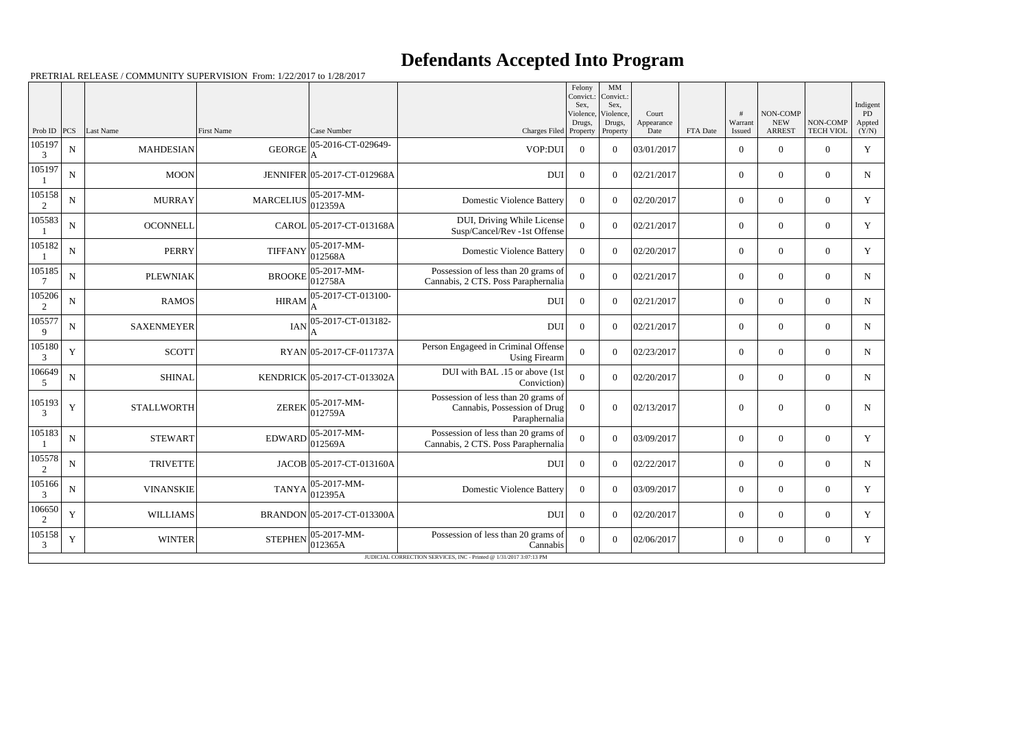# Defendants Accepted Into Program

PRETRIAL RELEASE / COMMUNITY SUPERVISION From: 1/22/2017 to 1/28/2017

| Prob ID | PCS | Last Name | First Name | Case Number | Charges Filed | Felony Convict.: Sex, Violence, Drugs, Property | MM Convict.: Sex, Violence, Drugs, Property | Court Appearance Date | FTA Date | # Warrant Issued | NON-COMP NEW ARREST | NON-COMP TECH VIOL | Indigent PD Appted (Y/N) |
|---|---|---|---|---|---|---|---|---|---|---|---|---|---|
| 1051973 | N | MAHDESIAN | GEORGE | 05-2016-CT-029649-A | VOP:DUI | 0 | 0 | 03/01/2017 | | 0 | 0 | 0 | Y |
| 1051971 | N | MOON | JENNIFER | 05-2017-CT-012968A | DUI | 0 | 0 | 02/21/2017 | | 0 | 0 | 0 | N |
| 1051582 | N | MURRAY | MARCELIUS | 05-2017-MM-012359A | Domestic Violence Battery | 0 | 0 | 02/20/2017 | | 0 | 0 | 0 | Y |
| 1055831 | N | OCONNELL | CAROL | 05-2017-CT-013168A | DUI, Driving While License Susp/Cancel/Rev -1st Offense | 0 | 0 | 02/21/2017 | | 0 | 0 | 0 | Y |
| 1051821 | N | PERRY | TIFFANY | 05-2017-MM-012568A | Domestic Violence Battery | 0 | 0 | 02/20/2017 | | 0 | 0 | 0 | Y |
| 1051857 | N | PLEWNIAK | BROOKE | 05-2017-MM-012758A | Possession of less than 20 grams of Cannabis, 2 CTS. Poss Paraphernalia | 0 | 0 | 02/21/2017 | | 0 | 0 | 0 | N |
| 1052062 | N | RAMOS | HIRAM | 05-2017-CT-013100-A | DUI | 0 | 0 | 02/21/2017 | | 0 | 0 | 0 | N |
| 1055779 | N | SAXENMEYER | IAN | 05-2017-CT-013182-A | DUI | 0 | 0 | 02/21/2017 | | 0 | 0 | 0 | N |
| 1051803 | Y | SCOTT | RYAN | 05-2017-CF-011737A | Person Engageed in Criminal Offense Using Firearm | 0 | 0 | 02/23/2017 | | 0 | 0 | 0 | N |
| 1066495 | N | SHINAL | KENDRICK | 05-2017-CT-013302A | DUI with BAL .15 or above (1st Conviction) | 0 | 0 | 02/20/2017 | | 0 | 0 | 0 | N |
| 1051933 | Y | STALLWORTH | ZEREK | 05-2017-MM-012759A | Possession of less than 20 grams of Cannabis, Possession of Drug Paraphernalia | 0 | 0 | 02/13/2017 | | 0 | 0 | 0 | N |
| 1051831 | N | STEWART | EDWARD | 05-2017-MM-012569A | Possession of less than 20 grams of Cannabis, 2 CTS. Poss Paraphernalia | 0 | 0 | 03/09/2017 | | 0 | 0 | 0 | Y |
| 1055782 | N | TRIVETTE | JACOB | 05-2017-CT-013160A | DUI | 0 | 0 | 02/22/2017 | | 0 | 0 | 0 | N |
| 1051663 | N | VINANSKIE | TANYA | 05-2017-MM-012395A | Domestic Violence Battery | 0 | 0 | 03/09/2017 | | 0 | 0 | 0 | Y |
| 1066502 | Y | WILLIAMS | BRANDON | 05-2017-CT-013300A | DUI | 0 | 0 | 02/20/2017 | | 0 | 0 | 0 | Y |
| 1051583 | Y | WINTER | STEPHEN | 05-2017-MM-012365A | Possession of less than 20 grams of Cannabis | 0 | 0 | 02/06/2017 | | 0 | 0 | 0 | Y |

JUDICIAL CORRECTION SERVICES, INC - Printed @ 1/31/2017 3:07:13 PM